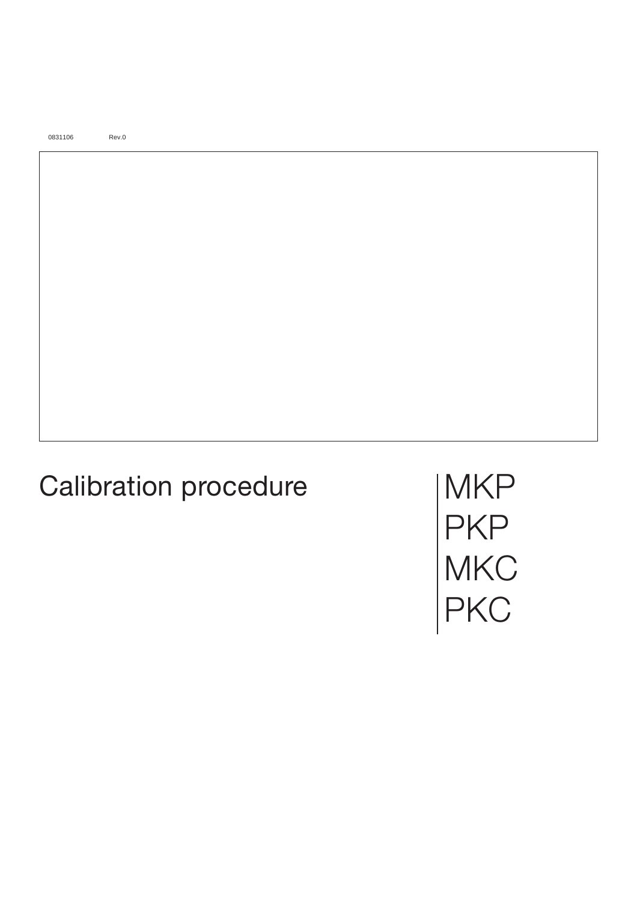0831106 Rev.0

# Calibration procedure

MKP
PKP
MKC
PKC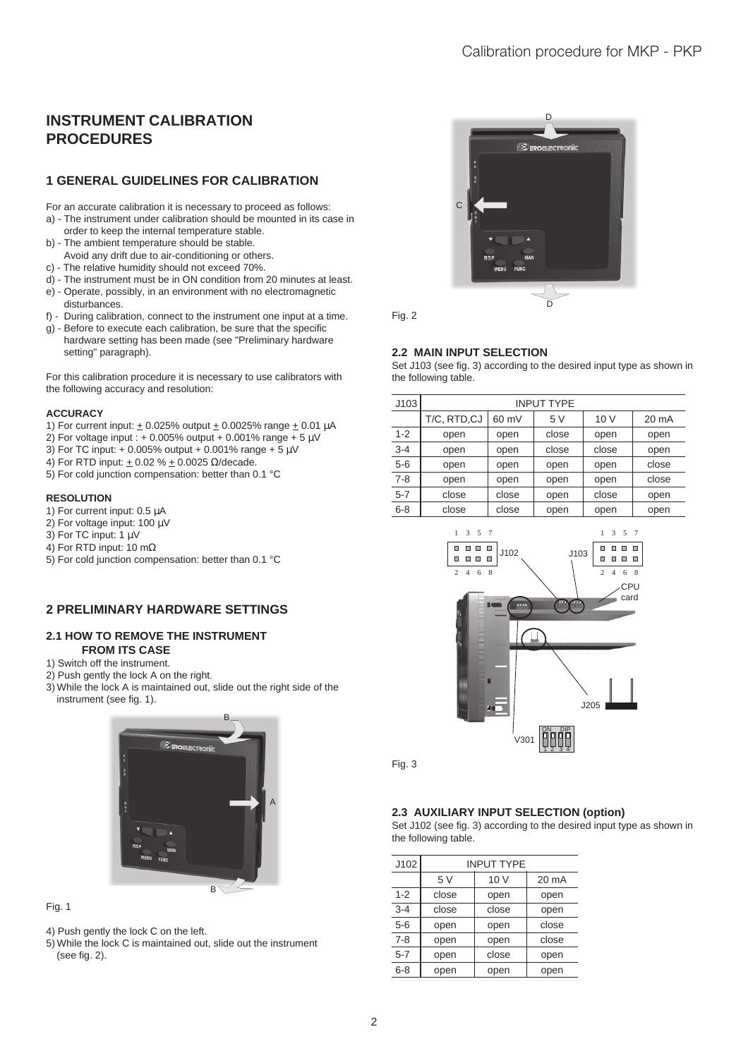# INSTRUMENT CALIBRATION PROCEDURES

## 1 GENERAL GUIDELINES FOR CALIBRATION

For an accurate calibration it is necessary to proceed as follows:

a) - The instrument under calibration should be mounted in its case in order to keep the internal temperature stable.
b) - The ambient temperature should be stable. Avoid any drift due to air-conditioning or others.
c) - The relative humidity should not exceed 70%.
d) - The instrument must be in ON condition from 20 minutes at least.
e) - Operate, possibly, in an environment with no electromagnetic disturbances.
f) - During calibration, connect to the instrument one input at a time.
g) - Before to execute each calibration, be sure that the specific hardware setting has been made (see "Preliminary hardware setting" paragraph).

For this calibration procedure it is necessary to use calibrators with the following accuracy and resolution:

**ACCURACY**

1) For current input: ± 0.025% output ± 0.0025% range ± 0.01 µA
2) For voltage input : + 0.005% output + 0.001% range + 5 µV
3) For TC input: + 0.005% output + 0.001% range + 5 µV
4) For RTD input: ± 0.02 % ± 0.0025 Ω/decade.
5) For cold junction compensation: better than 0.1 °C

**RESOLUTION**

1) For current input: 0.5 µA
2) For voltage input: 100 µV
3) For TC input: 1 µV
4) For RTD input: 10 mΩ
5) For cold junction compensation: better than 0.1 °C

## 2 PRELIMINARY HARDWARE SETTINGS

### 2.1 HOW TO REMOVE THE INSTRUMENT FROM ITS CASE

1) Switch off the instrument.
2) Push gently the lock A on the right.
3) While the lock A is maintained out, slide out the right side of the instrument (see fig. 1).

Fig. 1

4) Push gently the lock C on the left.
5) While the lock C is maintained out, slide out the instrument (see fig. 2).

Fig. 2

### 2.2 MAIN INPUT SELECTION

Set J103 (see fig. 3) according to the desired input type as shown in the following table.

| J103 | INPUT TYPE | | | | |
|---|---|---|---|---|---|
| | T/C, RTD,CJ | 60 mV | 5 V | 10 V | 20 mA |
| 1-2 | open | open | close | open | open |
| 3-4 | open | open | close | close | open |
| 5-6 | open | open | open | open | close |
| 7-8 | open | open | open | open | close |
| 5-7 | close | close | open | close | open |
| 6-8 | close | close | open | open | open |

Fig. 3

### 2.3 AUXILIARY INPUT SELECTION (option)

Set J102 (see fig. 3) according to the desired input type as shown in the following table.

| J102 | INPUT TYPE | | |
|---|---|---|---|
| | 5 V | 10 V | 20 mA |
| 1-2 | close | open | open |
| 3-4 | close | close | open |
| 5-6 | open | open | close |
| 7-8 | open | open | close |
| 5-7 | open | close | open |
| 6-8 | open | open | open |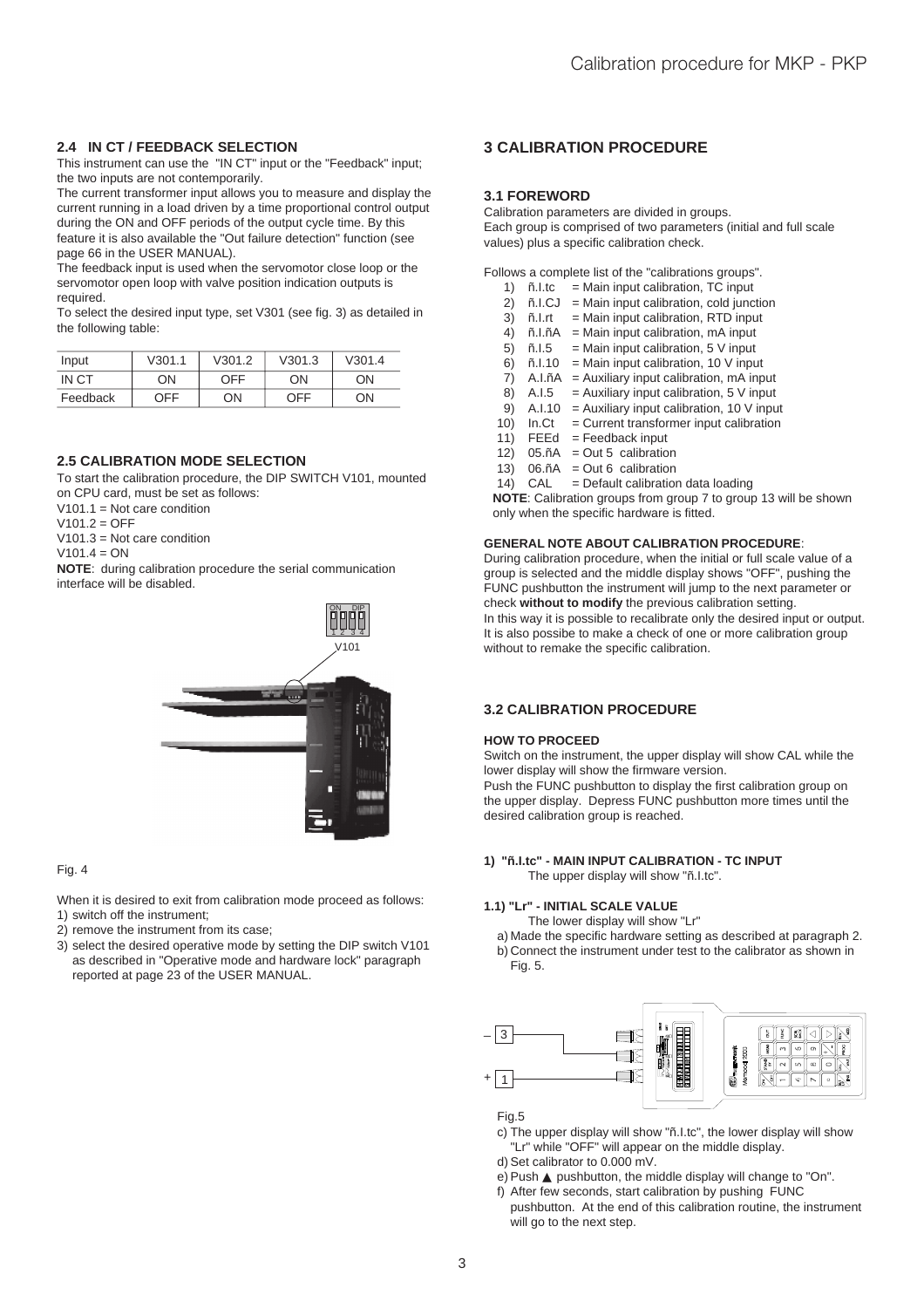## 2.4 IN CT / FEEDBACK SELECTION

This instrument can use the "IN CT" input or the "Feedback" input; the two inputs are not contemporarily.

The current transformer input allows you to measure and display the current running in a load driven by a time proportional control output during the ON and OFF periods of the output cycle time. By this feature it is also available the "Out failure detection" function (see page 66 in the USER MANUAL).

The feedback input is used when the servomotor close loop or the servomotor open loop with valve position indication outputs is required.

To select the desired input type, set V301 (see fig. 3) as detailed in the following table:

| Input | V301.1 | V301.2 | V301.3 | V301.4 |
|---|---|---|---|---|
| IN CT | ON | OFF | ON | ON |
| Feedback | OFF | ON | OFF | ON |

## 2.5 CALIBRATION MODE SELECTION

To start the calibration procedure, the DIP SWITCH V101, mounted on CPU card, must be set as follows:

V101.1 = Not care condition
V101.2 = OFF
V101.3 = Not care condition
V101.4 = ON

**NOTE**: during calibration procedure the serial communication interface will be disabled.

Fig. 4

When it is desired to exit from calibration mode proceed as follows:

1) switch off the instrument;
2) remove the instrument from its case;
3) select the desired operative mode by setting the DIP switch V101 as described in "Operative mode and hardware lock" paragraph reported at page 23 of the USER MANUAL.

# 3 CALIBRATION PROCEDURE

## 3.1 FOREWORD

Calibration parameters are divided in groups.
Each group is comprised of two parameters (initial and full scale values) plus a specific calibration check.

Follows a complete list of the "calibrations groups".

1) ñ.I.tc = Main input calibration, TC input
2) ñ.I.CJ = Main input calibration, cold junction
3) ñ.I.rt = Main input calibration, RTD input
4) ñ.I.ñA = Main input calibration, mA input
5) ñ.I.5 = Main input calibration, 5 V input
6) ñ.I.10 = Main input calibration, 10 V input
7) A.I.ñA = Auxiliary input calibration, mA input
8) A.I.5 = Auxiliary input calibration, 5 V input
9) A.I.10 = Auxiliary input calibration, 10 V input
10) In.Ct = Current transformer input calibration
11) FEEd = Feedback input
12) 05.ñA = Out 5 calibration
13) 06.ñA = Out 6 calibration
14) CAL = Default calibration data loading

**NOTE**: Calibration groups from group 7 to group 13 will be shown only when the specific hardware is fitted.

**GENERAL NOTE ABOUT CALIBRATION PROCEDURE**:
During calibration procedure, when the initial or full scale value of a group is selected and the middle display shows "OFF", pushing the FUNC pushbutton the instrument will jump to the next parameter or check **without to modify** the previous calibration setting.
In this way it is possible to recalibrate only the desired input or output. It is also possibe to make a check of one or more calibration group without to remake the specific calibration.

## 3.2 CALIBRATION PROCEDURE

**HOW TO PROCEED**

Switch on the instrument, the upper display will show CAL while the lower display will show the firmware version.
Push the FUNC pushbutton to display the first calibration group on the upper display. Depress FUNC pushbutton more times until the desired calibration group is reached.

### 1) "ñ.I.tc" - MAIN INPUT CALIBRATION - TC INPUT

The upper display will show "ñ.I.tc".

### 1.1) "Lr" - INITIAL SCALE VALUE

The lower display will show "Lr"

a) Made the specific hardware setting as described at paragraph 2.
b) Connect the instrument under test to the calibrator as shown in Fig. 5.

Fig.5

c) The upper display will show "ñ.I.tc", the lower display will show "Lr" while "OFF" will appear on the middle display.
d) Set calibrator to 0.000 mV.
e) Push ▲ pushbutton, the middle display will change to "On".
f) After few seconds, start calibration by pushing FUNC pushbutton. At the end of this calibration routine, the instrument will go to the next step.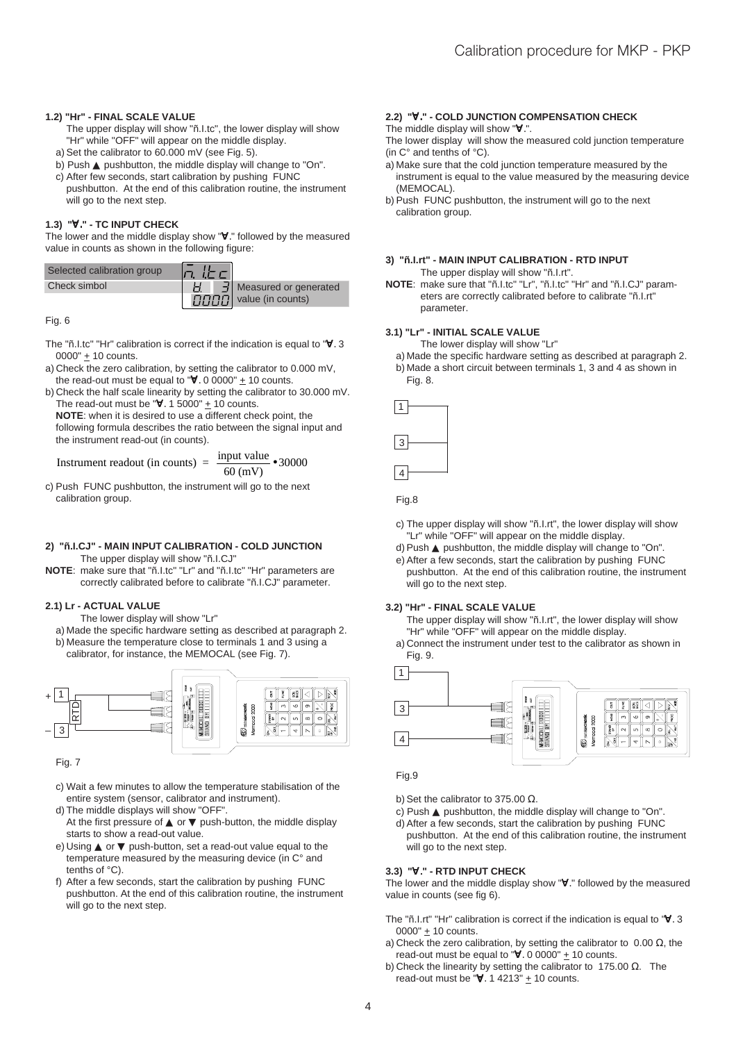#### 1.2) "Hr" - FINAL SCALE VALUE

The upper display will show "ñ.I.tc", the lower display will show "Hr" while "OFF" will appear on the middle display.

a) Set the calibrator to 60.000 mV (see Fig. 5).
b) Push ▲ pushbutton, the middle display will change to "On".
c) After few seconds, start calibration by pushing FUNC pushbutton. At the end of this calibration routine, the instrument will go to the next step.

#### 1.3) "∀." - TC INPUT CHECK

The lower and the middle display show "∀." followed by the measured value in counts as shown in the following figure:

| Selected calibration group | ñ.I.tc | |
|---|---|---|
| Check simbol | ∀. 3 / 0000 | Measured or generated value (in counts) |

Fig. 6

The "ñ.I.tc" "Hr" calibration is correct if the indication is equal to "∀. 3 0000" ± 10 counts.

a) Check the zero calibration, by setting the calibrator to 0.000 mV, the read-out must be equal to "∀. 0 0000" ± 10 counts.
b) Check the half scale linearity by setting the calibrator to 30.000 mV. The read-out must be "∀. 1 5000" ± 10 counts.
   **NOTE**: when it is desired to use a different check point, the following formula describes the ratio between the signal input and the instrument read-out (in counts).

$$\text{Instrument readout (in counts)} = \frac{\text{input value}}{60\ (\text{mV})} \bullet 30000$$

c) Push FUNC pushbutton, the instrument will go to the next calibration group.

#### 2) "ñ.I.CJ" - MAIN INPUT CALIBRATION - COLD JUNCTION

The upper display will show "ñ.I.CJ"

**NOTE**: make sure that "ñ.I.tc" "Lr" and "ñ.I.tc" "Hr" parameters are correctly calibrated before to calibrate "ñ.I.CJ" parameter.

#### 2.1) Lr - ACTUAL VALUE

The lower display will show "Lr"

a) Made the specific hardware setting as described at paragraph 2.
b) Measure the temperature close to terminals 1 and 3 using a calibrator, for instance, the MEMOCAL (see Fig. 7).

Fig. 7

c) Wait a few minutes to allow the temperature stabilisation of the entire system (sensor, calibrator and instrument).
d) The middle displays will show "OFF".
   At the first pressure of ▲ or ▼ push-button, the middle display starts to show a read-out value.
e) Using ▲ or ▼ push-button, set a read-out value equal to the temperature measured by the measuring device (in C° and tenths of °C).
f) After a few seconds, start the calibration by pushing FUNC pushbutton. At the end of this calibration routine, the instrument will go to the next step.

#### 2.2) "∀." - COLD JUNCTION COMPENSATION CHECK

The middle display will show "∀.".

The lower display will show the measured cold junction temperature (in C° and tenths of °C).

a) Make sure that the cold junction temperature measured by the instrument is equal to the value measured by the measuring device (MEMOCAL).
b) Push FUNC pushbutton, the instrument will go to the next calibration group.

#### 3) "ñ.I.rt" - MAIN INPUT CALIBRATION - RTD INPUT

The upper display will show "ñ.I.rt".

**NOTE**: make sure that "ñ.I.tc" "Lr", "ñ.I.tc" "Hr" and "ñ.I.CJ" parameters are correctly calibrated before to calibrate "ñ.I.rt" parameter.

#### 3.1) "Lr" - INITIAL SCALE VALUE

The lower display will show "Lr"

a) Made the specific hardware setting as described at paragraph 2.
b) Made a short circuit between terminals 1, 3 and 4 as shown in Fig. 8.

Fig.8

c) The upper display will show "ñ.I.rt", the lower display will show "Lr" while "OFF" will appear on the middle display.
d) Push ▲ pushbutton, the middle display will change to "On".
e) After a few seconds, start the calibration by pushing FUNC pushbutton. At the end of this calibration routine, the instrument will go to the next step.

#### 3.2) "Hr" - FINAL SCALE VALUE

The upper display will show "ñ.I.rt", the lower display will show "Hr" while "OFF" will appear on the middle display.

a) Connect the instrument under test to the calibrator as shown in Fig. 9.

Fig.9

b) Set the calibrator to 375.00 Ω.
c) Push ▲ pushbutton, the middle display will change to "On".
d) After a few seconds, start the calibration by pushing FUNC pushbutton. At the end of this calibration routine, the instrument will go to the next step.

#### 3.3) "∀." - RTD INPUT CHECK

The lower and the middle display show "∀." followed by the measured value in counts (see fig 6).

The "ñ.I.rt" "Hr" calibration is correct if the indication is equal to "∀. 3 0000" ± 10 counts.

a) Check the zero calibration, by setting the calibrator to 0.00 Ω, the read-out must be equal to "∀. 0 0000" ± 10 counts.
b) Check the linearity by setting the calibrator to 175.00 Ω. The read-out must be "∀. 1 4213" ± 10 counts.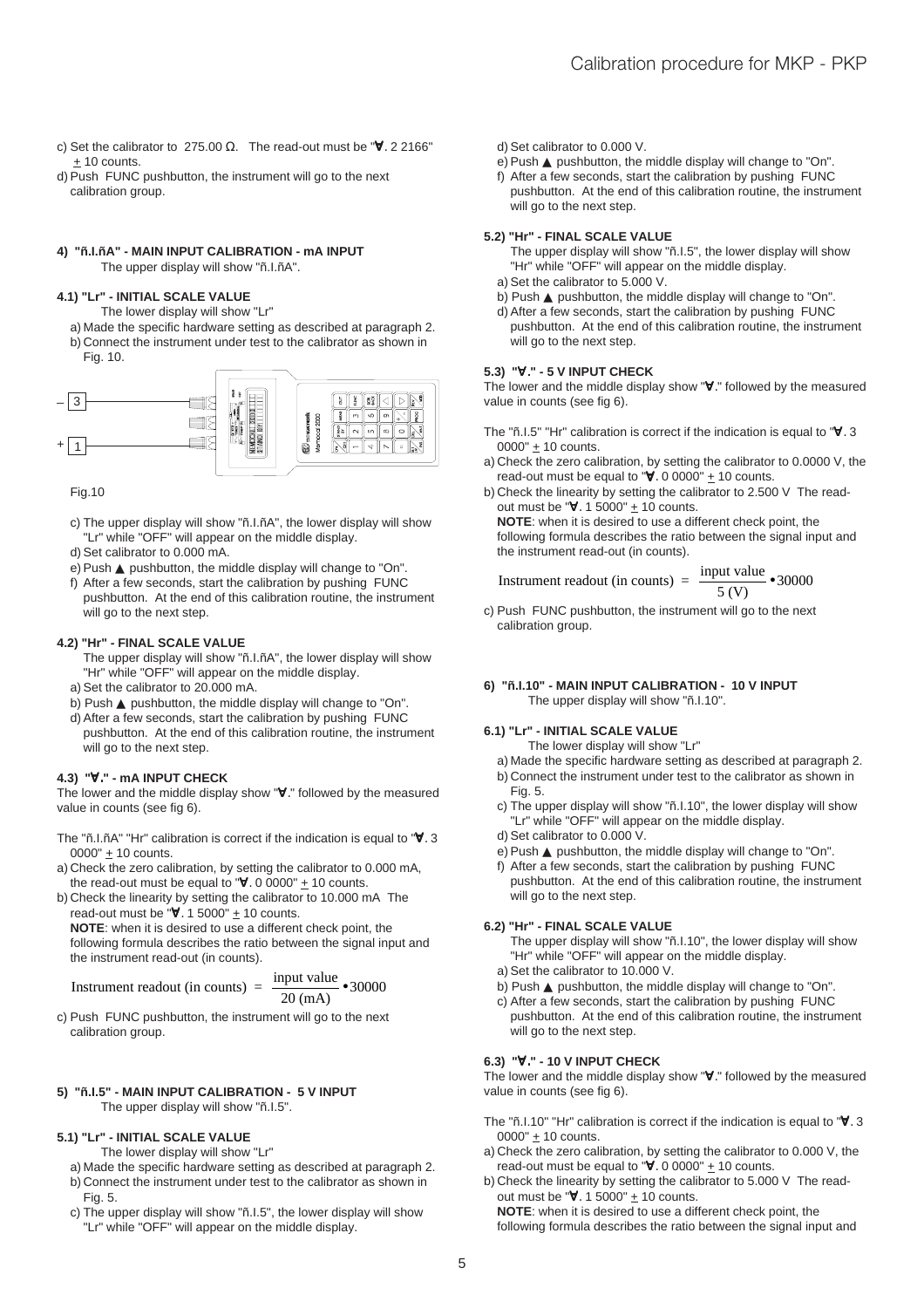c) Set the calibrator to 275.00 Ω. The read-out must be "∀. 2 2166" ± 10 counts.

d) Push FUNC pushbutton, the instrument will go to the next calibration group.

#### 4) "ñ.I.ñA" - MAIN INPUT CALIBRATION - mA INPUT

The upper display will show "ñ.I.ñA".

##### 4.1) "Lr" - INITIAL SCALE VALUE

The lower display will show "Lr"

a) Made the specific hardware setting as described at paragraph 2.
b) Connect the instrument under test to the calibrator as shown in Fig. 10.

Fig.10

c) The upper display will show "ñ.I.ñA", the lower display will show "Lr" while "OFF" will appear on the middle display.
d) Set calibrator to 0.000 mA.
e) Push ▲ pushbutton, the middle display will change to "On".
f) After a few seconds, start the calibration by pushing FUNC pushbutton. At the end of this calibration routine, the instrument will go to the next step.

##### 4.2) "Hr" - FINAL SCALE VALUE

The upper display will show "ñ.I.ñA", the lower display will show "Hr" while "OFF" will appear on the middle display.

a) Set the calibrator to 20.000 mA.
b) Push ▲ pushbutton, the middle display will change to "On".
d) After a few seconds, start the calibration by pushing FUNC pushbutton. At the end of this calibration routine, the instrument will go to the next step.

##### 4.3) "∀." - mA INPUT CHECK

The lower and the middle display show "∀." followed by the measured value in counts (see fig 6).

The "ñ.I.ñA" "Hr" calibration is correct if the indication is equal to "∀. 3 0000" ± 10 counts.

a) Check the zero calibration, by setting the calibrator to 0.000 mA, the read-out must be equal to "∀. 0 0000" ± 10 counts.
b) Check the linearity by setting the calibrator to 10.000 mA The read-out must be "∀. 1 5000" ± 10 counts.
**NOTE**: when it is desired to use a different check point, the following formula describes the ratio between the signal input and the instrument read-out (in counts).

$$\text{Instrument readout (in counts)} = \frac{\text{input value}}{20\ (\text{mA})} \bullet 30000$$

c) Push FUNC pushbutton, the instrument will go to the next calibration group.

#### 5) "ñ.I.5" - MAIN INPUT CALIBRATION - 5 V INPUT

The upper display will show "ñ.I.5".

##### 5.1) "Lr" - INITIAL SCALE VALUE

The lower display will show "Lr"

a) Made the specific hardware setting as described at paragraph 2.
b) Connect the instrument under test to the calibrator as shown in Fig. 5.
c) The upper display will show "ñ.I.5", the lower display will show "Lr" while "OFF" will appear on the middle display.
d) Set calibrator to 0.000 V.
e) Push ▲ pushbutton, the middle display will change to "On".
f) After a few seconds, start the calibration by pushing FUNC pushbutton. At the end of this calibration routine, the instrument will go to the next step.

##### 5.2) "Hr" - FINAL SCALE VALUE

The upper display will show "ñ.I.5", the lower display will show "Hr" while "OFF" will appear on the middle display.

a) Set the calibrator to 5.000 V.
b) Push ▲ pushbutton, the middle display will change to "On".
d) After a few seconds, start the calibration by pushing FUNC pushbutton. At the end of this calibration routine, the instrument will go to the next step.

##### 5.3) "∀." - 5 V INPUT CHECK

The lower and the middle display show "∀." followed by the measured value in counts (see fig 6).

The "ñ.I.5" "Hr" calibration is correct if the indication is equal to "∀. 3 0000" ± 10 counts.

a) Check the zero calibration, by setting the calibrator to 0.0000 V, the read-out must be equal to "∀. 0 0000" ± 10 counts.
b) Check the linearity by setting the calibrator to 2.500 V The read-out must be "∀. 1 5000" ± 10 counts.
**NOTE**: when it is desired to use a different check point, the following formula describes the ratio between the signal input and the instrument read-out (in counts).

$$\text{Instrument readout (in counts)} = \frac{\text{input value}}{5\ (\text{V})} \bullet 30000$$

c) Push FUNC pushbutton, the instrument will go to the next calibration group.

#### 6) "ñ.I.10" - MAIN INPUT CALIBRATION - 10 V INPUT

The upper display will show "ñ.I.10".

##### 6.1) "Lr" - INITIAL SCALE VALUE

The lower display will show "Lr"

a) Made the specific hardware setting as described at paragraph 2.
b) Connect the instrument under test to the calibrator as shown in Fig. 5.
c) The upper display will show "ñ.I.10", the lower display will show "Lr" while "OFF" will appear on the middle display.
d) Set calibrator to 0.000 V.
e) Push ▲ pushbutton, the middle display will change to "On".
f) After a few seconds, start the calibration by pushing FUNC pushbutton. At the end of this calibration routine, the instrument will go to the next step.

##### 6.2) "Hr" - FINAL SCALE VALUE

The upper display will show "ñ.I.10", the lower display will show "Hr" while "OFF" will appear on the middle display.

a) Set the calibrator to 10.000 V.
b) Push ▲ pushbutton, the middle display will change to "On".
c) After a few seconds, start the calibration by pushing FUNC pushbutton. At the end of this calibration routine, the instrument will go to the next step.

##### 6.3) "∀." - 10 V INPUT CHECK

The lower and the middle display show "∀." followed by the measured value in counts (see fig 6).

The "ñ.I.10" "Hr" calibration is correct if the indication is equal to "∀. 3 0000" ± 10 counts.

a) Check the zero calibration, by setting the calibrator to 0.000 V, the read-out must be equal to "∀. 0 0000" ± 10 counts.
b) Check the linearity by setting the calibrator to 5.000 V The read-out must be "∀. 1 5000" ± 10 counts.
**NOTE**: when it is desired to use a different check point, the following formula describes the ratio between the signal input and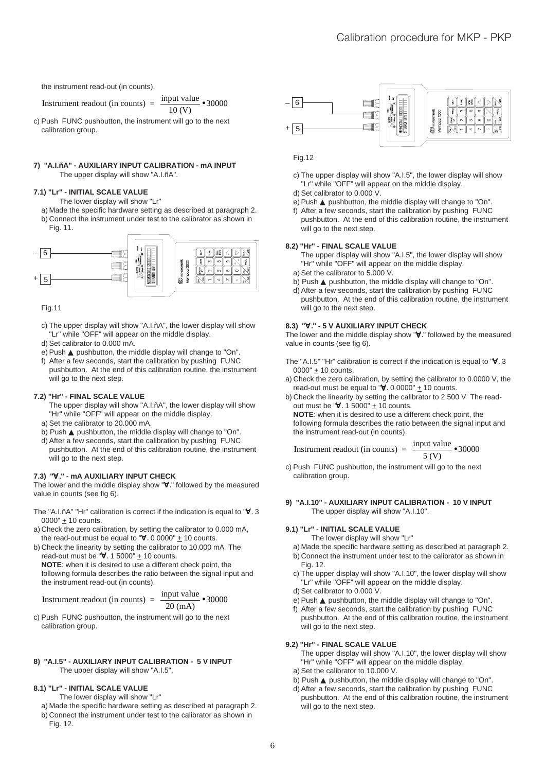the instrument read-out (in counts).

$$\text{Instrument readout (in counts)} = \frac{\text{input value}}{10\ (\text{V})} \bullet 30000$$

c) Push FUNC pushbutton, the instrument will go to the next calibration group.

**7) "A.I.ñA" - AUXILIARY INPUT CALIBRATION - mA INPUT**

The upper display will show "A.I.ñA".

**7.1) "Lr" - INITIAL SCALE VALUE**

The lower display will show "Lr"

a) Made the specific hardware setting as described at paragraph 2.
b) Connect the instrument under test to the calibrator as shown in Fig. 11.

Fig.11

c) The upper display will show "A.I.ñA", the lower display will show "Lr" while "OFF" will appear on the middle display.
d) Set calibrator to 0.000 mA.
e) Push ▲ pushbutton, the middle display will change to "On".
f) After a few seconds, start the calibration by pushing FUNC pushbutton. At the end of this calibration routine, the instrument will go to the next step.

**7.2) "Hr" - FINAL SCALE VALUE**

The upper display will show "A.I.ñA", the lower display will show "Hr" while "OFF" will appear on the middle display.

a) Set the calibrator to 20.000 mA.
b) Push ▲ pushbutton, the middle display will change to "On".
d) After a few seconds, start the calibration by pushing FUNC pushbutton. At the end of this calibration routine, the instrument will go to the next step.

**7.3) "∀." - mA AUXILIARY INPUT CHECK**

The lower and the middle display show "∀." followed by the measured value in counts (see fig 6).

The "A.I.ñA" "Hr" calibration is correct if the indication is equal to "∀. 3 0000" ± 10 counts.

a) Check the zero calibration, by setting the calibrator to 0.000 mA, the read-out must be equal to "∀. 0 0000" ± 10 counts.
b) Check the linearity by setting the calibrator to 10.000 mA The read-out must be "∀. 1 5000" ± 10 counts.
   **NOTE**: when it is desired to use a different check point, the following formula describes the ratio between the signal input and the instrument read-out (in counts).

$$\text{Instrument readout (in counts)} = \frac{\text{input value}}{20\ (\text{mA})} \bullet 30000$$

c) Push FUNC pushbutton, the instrument will go to the next calibration group.

**8) "A.I.5" - AUXILIARY INPUT CALIBRATION - 5 V INPUT**

The upper display will show "A.I.5".

**8.1) "Lr" - INITIAL SCALE VALUE**

The lower display will show "Lr"

a) Made the specific hardware setting as described at paragraph 2.
b) Connect the instrument under test to the calibrator as shown in Fig. 12.

Fig.12

c) The upper display will show "A.I.5", the lower display will show "Lr" while "OFF" will appear on the middle display.
d) Set calibrator to 0.000 V.
e) Push ▲ pushbutton, the middle display will change to "On".
f) After a few seconds, start the calibration by pushing FUNC pushbutton. At the end of this calibration routine, the instrument will go to the next step.

**8.2) "Hr" - FINAL SCALE VALUE**

The upper display will show "A.I.5", the lower display will show "Hr" while "OFF" will appear on the middle display.

a) Set the calibrator to 5.000 V.
b) Push ▲ pushbutton, the middle display will change to "On".
d) After a few seconds, start the calibration by pushing FUNC pushbutton. At the end of this calibration routine, the instrument will go to the next step.

**8.3) "∀." - 5 V AUXILIARY INPUT CHECK**

The lower and the middle display show "∀." followed by the measured value in counts (see fig 6).

The "A.I.5" "Hr" calibration is correct if the indication is equal to "∀. 3 0000" ± 10 counts.

a) Check the zero calibration, by setting the calibrator to 0.0000 V, the read-out must be equal to "∀. 0 0000" ± 10 counts.
b) Check the linearity by setting the calibrator to 2.500 V The read-out must be "∀. 1 5000" ± 10 counts.
   **NOTE**: when it is desired to use a different check point, the following formula describes the ratio between the signal input and the instrument read-out (in counts).

$$\text{Instrument readout (in counts)} = \frac{\text{input value}}{5\ (\text{V})} \bullet 30000$$

c) Push FUNC pushbutton, the instrument will go to the next calibration group.

**9) "A.I.10" - AUXILIARY INPUT CALIBRATION - 10 V INPUT**

The upper display will show "A.I.10".

**9.1) "Lr" - INITIAL SCALE VALUE**

The lower display will show "Lr"

a) Made the specific hardware setting as described at paragraph 2.
b) Connect the instrument under test to the calibrator as shown in Fig. 12.
c) The upper display will show "A.I.10", the lower display will show "Lr" while "OFF" will appear on the middle display.
d) Set calibrator to 0.000 V.
e) Push ▲ pushbutton, the middle display will change to "On".
f) After a few seconds, start the calibration by pushing FUNC pushbutton. At the end of this calibration routine, the instrument will go to the next step.

**9.2) "Hr" - FINAL SCALE VALUE**

The upper display will show "A.I.10", the lower display will show "Hr" while "OFF" will appear on the middle display.

a) Set the calibrator to 10.000 V.
b) Push ▲ pushbutton, the middle display will change to "On".
d) After a few seconds, start the calibration by pushing FUNC pushbutton. At the end of this calibration routine, the instrument will go to the next step.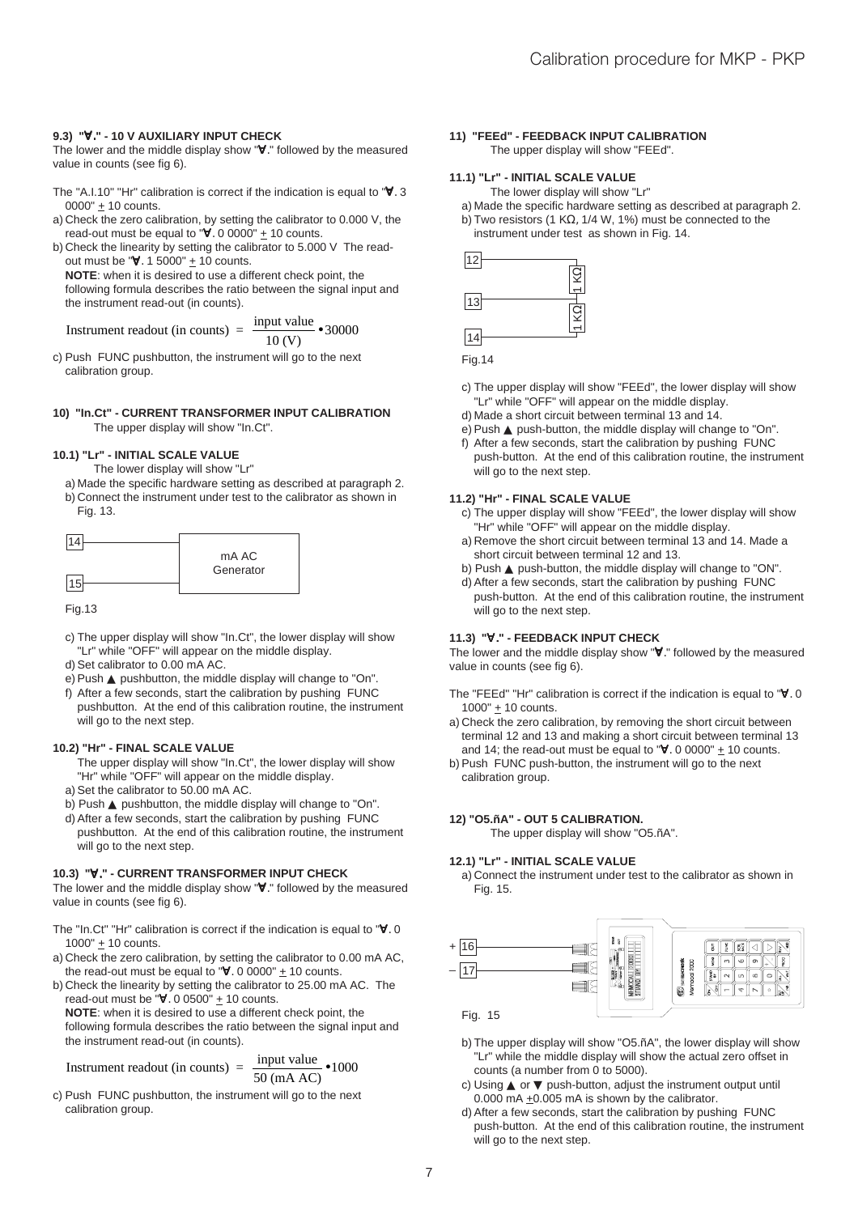### 9.3) "∀." - 10 V AUXILIARY INPUT CHECK

The lower and the middle display show "∀." followed by the measured value in counts (see fig 6).

The "A.I.10" "Hr" calibration is correct if the indication is equal to "∀. 3 0000" ± 10 counts.

a) Check the zero calibration, by setting the calibrator to 0.000 V, the read-out must be equal to "∀. 0 0000" ± 10 counts.
b) Check the linearity by setting the calibrator to 5.000 V The read-out must be "∀. 1 5000" ± 10 counts.
   **NOTE**: when it is desired to use a different check point, the following formula describes the ratio between the signal input and the instrument read-out (in counts).

$$\text{Instrument readout (in counts)} = \frac{\text{input value}}{10\text{ (V)}} \bullet 30000$$

c) Push FUNC pushbutton, the instrument will go to the next calibration group.

### 10) "In.Ct" - CURRENT TRANSFORMER INPUT CALIBRATION

The upper display will show "In.Ct".

#### 10.1) "Lr" - INITIAL SCALE VALUE

The lower display will show "Lr"

a) Made the specific hardware setting as described at paragraph 2.
b) Connect the instrument under test to the calibrator as shown in Fig. 13.

14 — mA AC Generator — 15

Fig.13

c) The upper display will show "In.Ct", the lower display will show "Lr" while "OFF" will appear on the middle display.
d) Set calibrator to 0.00 mA AC.
e) Push ▲ pushbutton, the middle display will change to "On".
f) After a few seconds, start the calibration by pushing FUNC pushbutton. At the end of this calibration routine, the instrument will go to the next step.

#### 10.2) "Hr" - FINAL SCALE VALUE

The upper display will show "In.Ct", the lower display will show "Hr" while "OFF" will appear on the middle display.

a) Set the calibrator to 50.00 mA AC.
b) Push ▲ pushbutton, the middle display will change to "On".
d) After a few seconds, start the calibration by pushing FUNC pushbutton. At the end of this calibration routine, the instrument will go to the next step.

#### 10.3) "∀." - CURRENT TRANSFORMER INPUT CHECK

The lower and the middle display show "∀." followed by the measured value in counts (see fig 6).

The "In.Ct" "Hr" calibration is correct if the indication is equal to "∀. 0 1000" ± 10 counts.

a) Check the zero calibration, by setting the calibrator to 0.00 mA AC, the read-out must be equal to "∀. 0 0000" ± 10 counts.
b) Check the linearity by setting the calibrator to 25.00 mA AC. The read-out must be "∀. 0 0500" ± 10 counts.
   **NOTE**: when it is desired to use a different check point, the following formula describes the ratio between the signal input and the instrument read-out (in counts).

$$\text{Instrument readout (in counts)} = \frac{\text{input value}}{50\text{ (mA AC)}} \bullet 1000$$

c) Push FUNC pushbutton, the instrument will go to the next calibration group.

### 11) "FEEd" - FEEDBACK INPUT CALIBRATION

The upper display will show "FEEd".

#### 11.1) "Lr" - INITIAL SCALE VALUE

The lower display will show "Lr"

a) Made the specific hardware setting as described at paragraph 2.
b) Two resistors (1 KΩ, 1/4 W, 1%) must be connected to the instrument under test as shown in Fig. 14.

12, 13, 14 — 1 KΩ — 1 KΩ

Fig.14

c) The upper display will show "FEEd", the lower display will show "Lr" while "OFF" will appear on the middle display.
d) Made a short circuit between terminal 13 and 14.
e) Push ▲ push-button, the middle display will change to "On".
f) After a few seconds, start the calibration by pushing FUNC push-button. At the end of this calibration routine, the instrument will go to the next step.

#### 11.2) "Hr" - FINAL SCALE VALUE

c) The upper display will show "FEEd", the lower display will show "Hr" while "OFF" will appear on the middle display.
a) Remove the short circuit between terminal 13 and 14. Made a short circuit between terminal 12 and 13.
b) Push ▲ push-button, the middle display will change to "ON".
d) After a few seconds, start the calibration by pushing FUNC push-button. At the end of this calibration routine, the instrument will go to the next step.

#### 11.3) "∀." - FEEDBACK INPUT CHECK

The lower and the middle display show "∀." followed by the measured value in counts (see fig 6).

The "FEEd" "Hr" calibration is correct if the indication is equal to "∀. 0 1000" ± 10 counts.

a) Check the zero calibration, by removing the short circuit between terminal 12 and 13 and making a short circuit between terminal 13 and 14; the read-out must be equal to "∀. 0 0000" ± 10 counts.
b) Push FUNC push-button, the instrument will go to the next calibration group.

### 12) "O5.ñA" - OUT 5 CALIBRATION.

The upper display will show "O5.ñA".

#### 12.1) "Lr" - INITIAL SCALE VALUE

a) Connect the instrument under test to the calibrator as shown in Fig. 15.

+ 16, – 17

Fig. 15

b) The upper display will show "O5.ñA", the lower display will show "Lr" while the middle display will show the actual zero offset in counts (a number from 0 to 5000).
c) Using ▲ or ▼ push-button, adjust the instrument output until 0.000 mA ±0.005 mA is shown by the calibrator.
d) After a few seconds, start the calibration by pushing FUNC push-button. At the end of this calibration routine, the instrument will go to the next step.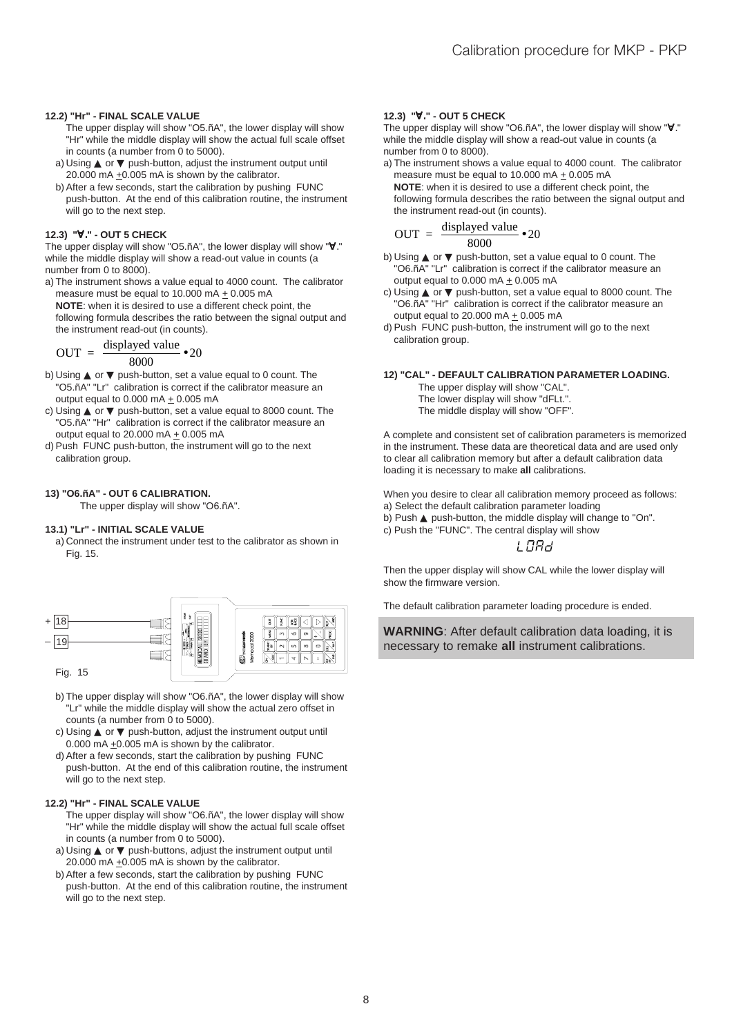#### 12.2) "Hr" - FINAL SCALE VALUE

The upper display will show "O5.ñA", the lower display will show "Hr" while the middle display will show the actual full scale offset in counts (a number from 0 to 5000).

a) Using ▲ or ▼ push-button, adjust the instrument output until 20.000 mA +0.005 mA is shown by the calibrator.

b) After a few seconds, start the calibration by pushing FUNC push-button. At the end of this calibration routine, the instrument will go to the next step.

#### 12.3) "∀." - OUT 5 CHECK

The upper display will show "O5.ñA", the lower display will show "∀." while the middle display will show a read-out value in counts (a number from 0 to 8000).

a) The instrument shows a value equal to 4000 count. The calibrator measure must be equal to 10.000 mA + 0.005 mA
**NOTE**: when it is desired to use a different check point, the following formula describes the ratio between the signal output and the instrument read-out (in counts).

$$\text{OUT} = \frac{\text{displayed value}}{8000} \bullet 20$$

b) Using ▲ or ▼ push-button, set a value equal to 0 count. The "O5.ñA" "Lr" calibration is correct if the calibrator measure an output equal to 0.000 mA + 0.005 mA

c) Using ▲ or ▼ push-button, set a value equal to 8000 count. The "O5.ñA" "Hr" calibration is correct if the calibrator measure an output equal to 20.000 mA + 0.005 mA

d) Push FUNC push-button, the instrument will go to the next calibration group.

#### 13) "O6.ñA" - OUT 6 CALIBRATION.

The upper display will show "O6.ñA".

#### 13.1) "Lr" - INITIAL SCALE VALUE

a) Connect the instrument under test to the calibrator as shown in Fig. 15.

+ 18
– 19

Fig. 15

b) The upper display will show "O6.ñA", the lower display will show "Lr" while the middle display will show the actual zero offset in counts (a number from 0 to 5000).

c) Using ▲ or ▼ push-button, adjust the instrument output until 0.000 mA +0.005 mA is shown by the calibrator.

d) After a few seconds, start the calibration by pushing FUNC push-button. At the end of this calibration routine, the instrument will go to the next step.

#### 12.2) "Hr" - FINAL SCALE VALUE

The upper display will show "O6.ñA", the lower display will show "Hr" while the middle display will show the actual full scale offset in counts (a number from 0 to 5000).

a) Using ▲ or ▼ push-buttons, adjust the instrument output until 20.000 mA +0.005 mA is shown by the calibrator.

b) After a few seconds, start the calibration by pushing FUNC push-button. At the end of this calibration routine, the instrument will go to the next step.

#### 12.3) "∀." - OUT 5 CHECK

The upper display will show "O6.ñA", the lower display will show "∀." while the middle display will show a read-out value in counts (a number from 0 to 8000).

a) The instrument shows a value equal to 4000 count. The calibrator measure must be equal to 10.000 mA + 0.005 mA
**NOTE**: when it is desired to use a different check point, the following formula describes the ratio between the signal output and the instrument read-out (in counts).

$$\text{OUT} = \frac{\text{displayed value}}{8000} \bullet 20$$

b) Using ▲ or ▼ push-button, set a value equal to 0 count. The "O6.ñA" "Lr" calibration is correct if the calibrator measure an output equal to 0.000 mA + 0.005 mA

c) Using ▲ or ▼ push-button, set a value equal to 8000 count. The "O6.ñA" "Hr" calibration is correct if the calibrator measure an output equal to 20.000 mA + 0.005 mA

d) Push FUNC push-button, the instrument will go to the next calibration group.

#### 12) "CAL" - DEFAULT CALIBRATION PARAMETER LOADING.

The upper display will show "CAL".
The lower display will show "dFLt.".
The middle display will show "OFF".

A complete and consistent set of calibration parameters is memorized in the instrument. These data are theoretical data and are used only to clear all calibration memory but after a default calibration data loading it is necessary to make **all** calibrations.

When you desire to clear all calibration memory proceed as follows:
a) Select the default calibration parameter loading
b) Push ▲ push-button, the middle display will change to "On".
c) Push the "FUNC". The central display will show

LOAd

Then the upper display will show CAL while the lower display will show the firmware version.

The default calibration parameter loading procedure is ended.

**WARNING**: After default calibration data loading, it is necessary to remake **all** instrument calibrations.